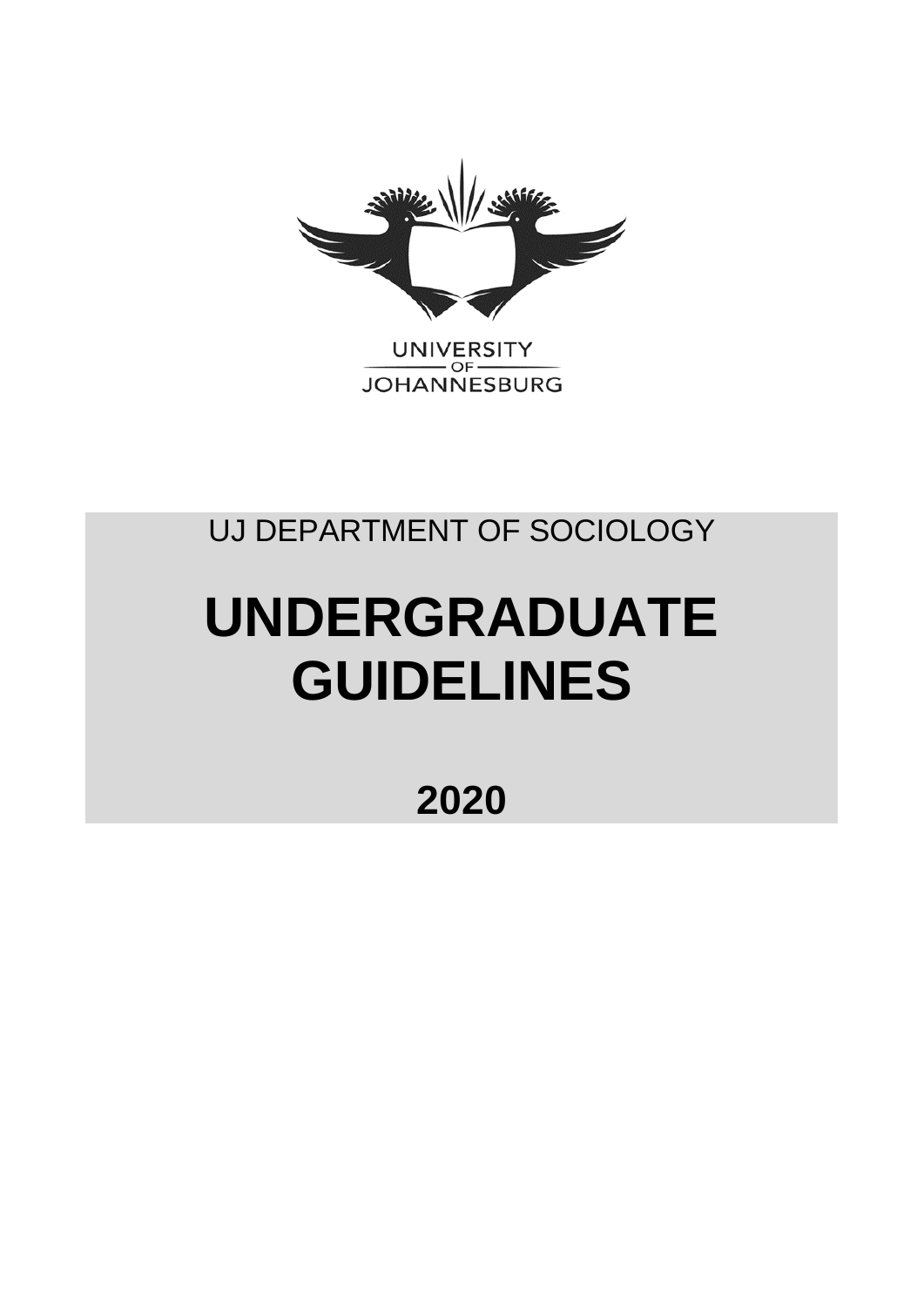UNIVERSITY
OF
JOHANNESBURG

UJ DEPARTMENT OF SOCIOLOGY

# UNDERGRADUATE GUIDELINES

## 2020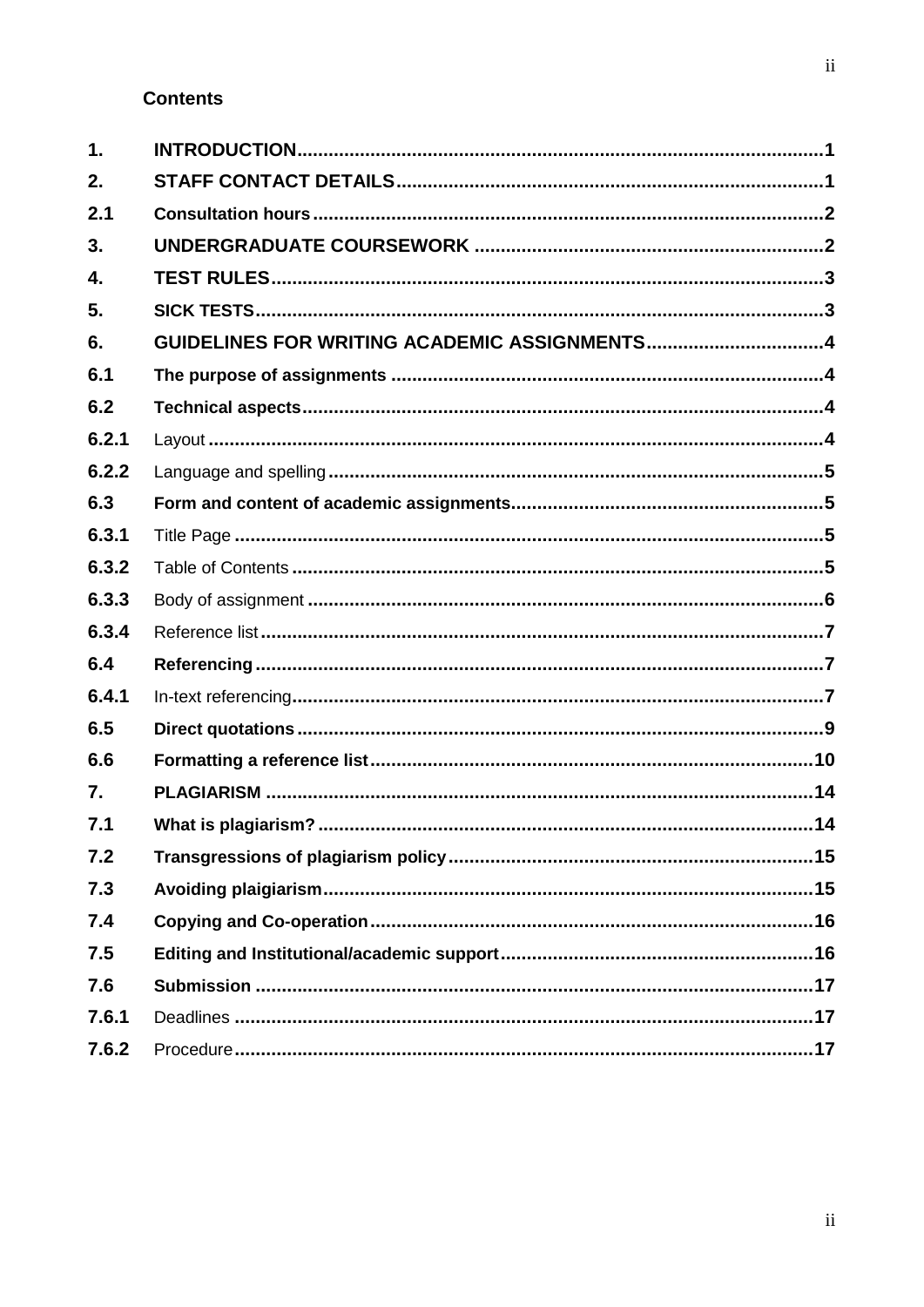## Contents

| | | |
|---|---|---|
| **1.** | **INTRODUCTION** | **1** |
| **2.** | **STAFF CONTACT DETAILS** | **1** |
| **2.1** | **Consultation hours** | **2** |
| **3.** | **UNDERGRADUATE COURSEWORK** | **2** |
| **4.** | **TEST RULES** | **3** |
| **5.** | **SICK TESTS** | **3** |
| **6.** | **GUIDELINES FOR WRITING ACADEMIC ASSIGNMENTS** | **4** |
| **6.1** | **The purpose of assignments** | **4** |
| **6.2** | **Technical aspects** | **4** |
| **6.2.1** | Layout | **4** |
| **6.2.2** | Language and spelling | **5** |
| **6.3** | **Form and content of academic assignments** | **5** |
| **6.3.1** | Title Page | **5** |
| **6.3.2** | Table of Contents | **5** |
| **6.3.3** | Body of assignment | **6** |
| **6.3.4** | Reference list | **7** |
| **6.4** | **Referencing** | **7** |
| **6.4.1** | In-text referencing | **7** |
| **6.5** | **Direct quotations** | **9** |
| **6.6** | **Formatting a reference list** | **10** |
| **7.** | **PLAGIARISM** | **14** |
| **7.1** | **What is plagiarism?** | **14** |
| **7.2** | **Transgressions of plagiarism policy** | **15** |
| **7.3** | **Avoiding plaigiarism** | **15** |
| **7.4** | **Copying and Co-operation** | **16** |
| **7.5** | **Editing and Institutional/academic support** | **16** |
| **7.6** | **Submission** | **17** |
| **7.6.1** | Deadlines | **17** |
| **7.6.2** | Procedure | **17** |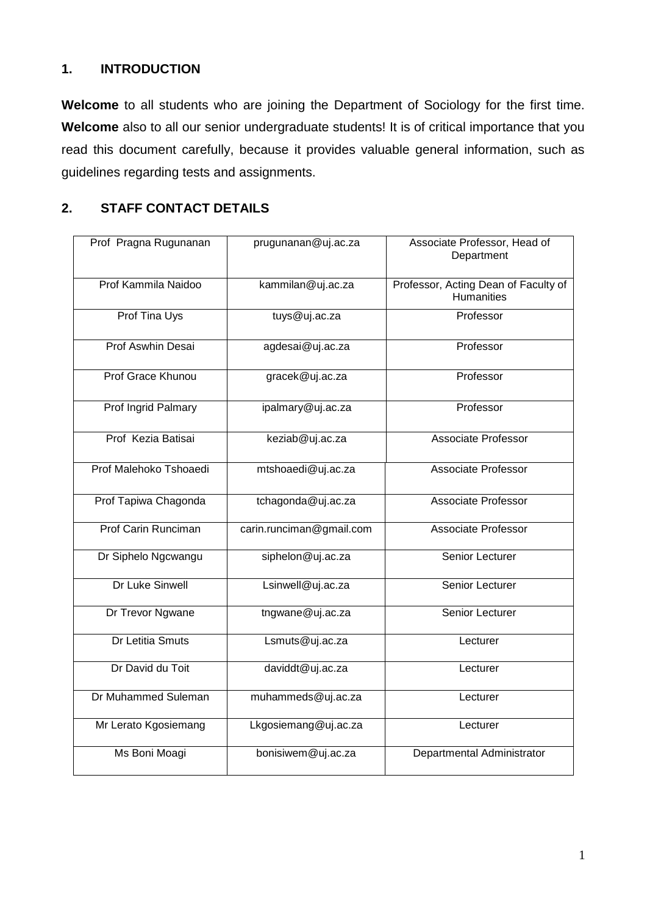## 1. INTRODUCTION

**Welcome** to all students who are joining the Department of Sociology for the first time. **Welcome** also to all our senior undergraduate students! It is of critical importance that you read this document carefully, because it provides valuable general information, such as guidelines regarding tests and assignments.

## 2. STAFF CONTACT DETAILS

| | | |
|---|---|---|
| Prof Pragna Rugunanan | prugunanan@uj.ac.za | Associate Professor, Head of Department |
| Prof Kammila Naidoo | kammilan@uj.ac.za | Professor, Acting Dean of Faculty of Humanities |
| Prof Tina Uys | tuys@uj.ac.za | Professor |
| Prof Aswhin Desai | agdesai@uj.ac.za | Professor |
| Prof Grace Khunou | gracek@uj.ac.za | Professor |
| Prof Ingrid Palmary | ipalmary@uj.ac.za | Professor |
| Prof Kezia Batisai | keziab@uj.ac.za | Associate Professor |
| Prof Malehoko Tshoaedi | mtshoaedi@uj.ac.za | Associate Professor |
| Prof Tapiwa Chagonda | tchagonda@uj.ac.za | Associate Professor |
| Prof Carin Runciman | carin.runciman@gmail.com | Associate Professor |
| Dr Siphelo Ngcwangu | siphelon@uj.ac.za | Senior Lecturer |
| Dr Luke Sinwell | Lsinwell@uj.ac.za | Senior Lecturer |
| Dr Trevor Ngwane | tngwane@uj.ac.za | Senior Lecturer |
| Dr Letitia Smuts | Lsmuts@uj.ac.za | Lecturer |
| Dr David du Toit | daviddt@uj.ac.za | Lecturer |
| Dr Muhammed Suleman | muhammeds@uj.ac.za | Lecturer |
| Mr Lerato Kgosiemang | Lkgosiemang@uj.ac.za | Lecturer |
| Ms Boni Moagi | bonisiwem@uj.ac.za | Departmental Administrator |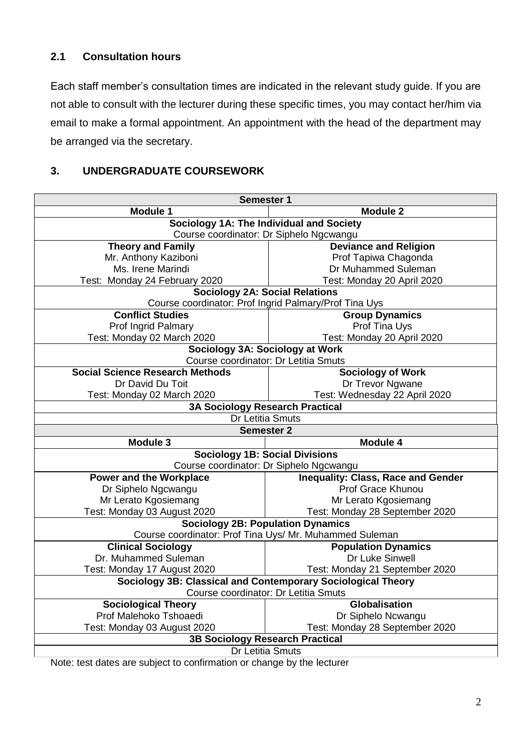## 2.1 Consultation hours

Each staff member's consultation times are indicated in the relevant study guide. If you are not able to consult with the lecturer during these specific times, you may contact her/him via email to make a formal appointment. An appointment with the head of the department may be arranged via the secretary.

## 3. UNDERGRADUATE COURSEWORK

| Semester 1 | |
|---|---|
| **Module 1** | **Module 2** |
| **Sociology 1A: The Individual and Society**<br>Course coordinator: Dr Siphelo Ngcwangu | |
| **Theory and Family**<br>Mr. Anthony Kaziboni<br>Ms. Irene Marindi<br>Test: Monday 24 February 2020 | **Deviance and Religion**<br>Prof Tapiwa Chagonda<br>Dr Muhammed Suleman<br>Test: Monday 20 April 2020 |
| **Sociology 2A: Social Relations**<br>Course coordinator: Prof Ingrid Palmary/Prof Tina Uys | |
| **Conflict Studies**<br>Prof Ingrid Palmary<br>Test: Monday 02 March 2020 | **Group Dynamics**<br>Prof Tina Uys<br>Test: Monday 20 April 2020 |
| **Sociology 3A: Sociology at Work**<br>Course coordinator: Dr Letitia Smuts | |
| **Social Science Research Methods**<br>Dr David Du Toit<br>Test: Monday 02 March 2020 | **Sociology of Work**<br>Dr Trevor Ngwane<br>Test: Wednesday 22 April 2020 |
| **3A Sociology Research Practical**<br>Dr Letitia Smuts | |
| **Semester 2** | |
| **Module 3** | **Module 4** |
| **Sociology 1B: Social Divisions**<br>Course coordinator: Dr Siphelo Ngcwangu | |
| **Power and the Workplace**<br>Dr Siphelo Ngcwangu<br>Mr Lerato Kgosiemang<br>Test: Monday 03 August 2020 | **Inequality: Class, Race and Gender**<br>Prof Grace Khunou<br>Mr Lerato Kgosiemang<br>Test: Monday 28 September 2020 |
| **Sociology 2B: Population Dynamics**<br>Course coordinator: Prof Tina Uys/ Mr. Muhammed Suleman | |
| **Clinical Sociology**<br>Dr. Muhammed Suleman<br>Test: Monday 17 August 2020 | **Population Dynamics**<br>Dr Luke Sinwell<br>Test: Monday 21 September 2020 |
| **Sociology 3B: Classical and Contemporary Sociological Theory**<br>Course coordinator: Dr Letitia Smuts | |
| **Sociological Theory**<br>Prof Malehoko Tshoaedi<br>Test: Monday 03 August 2020 | **Globalisation**<br>Dr Siphelo Ncwangu<br>Test: Monday 28 September 2020 |
| **3B Sociology Research Practical**<br>Dr Letitia Smuts | |

Note: test dates are subject to confirmation or change by the lecturer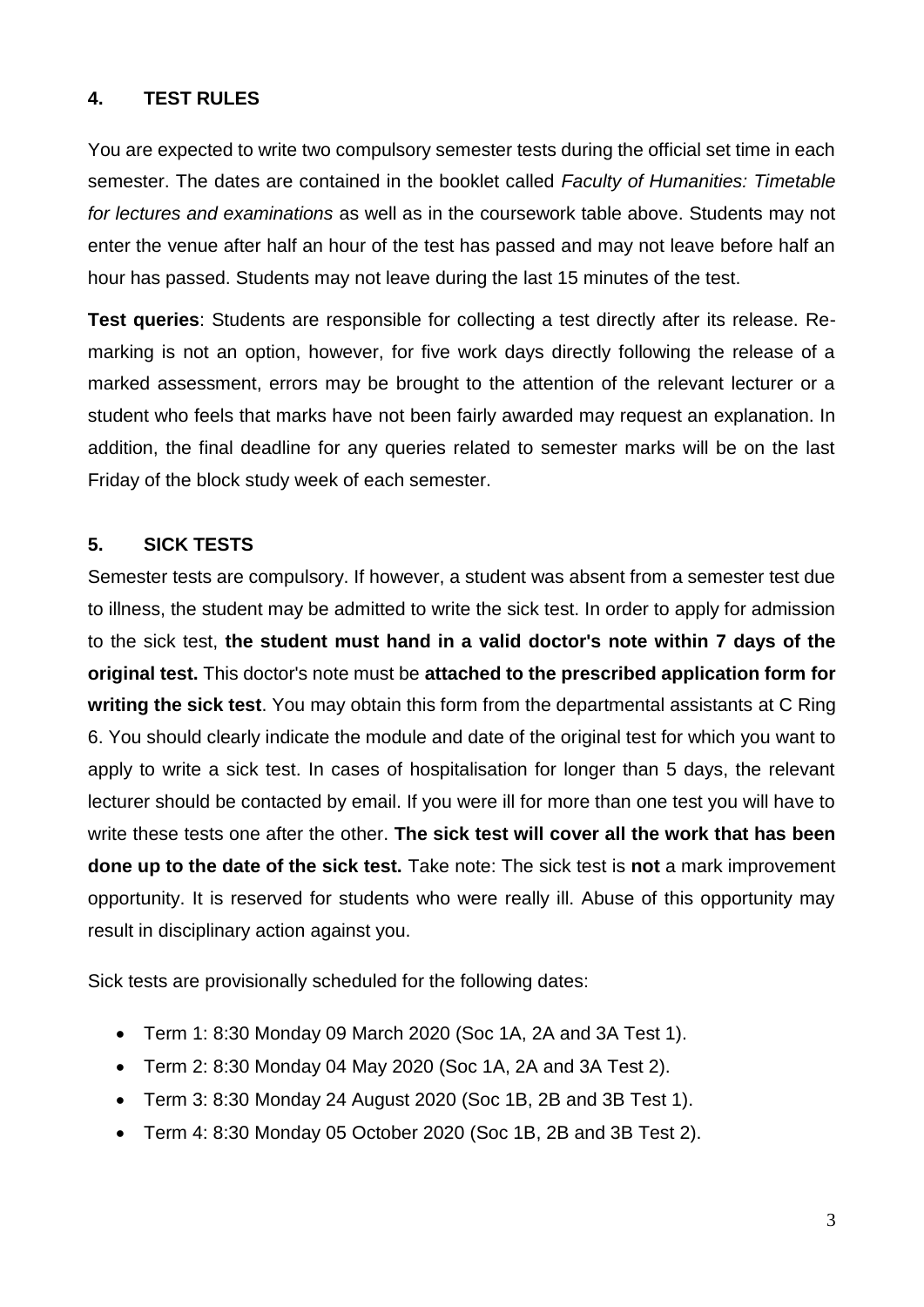## 4. TEST RULES

You are expected to write two compulsory semester tests during the official set time in each semester. The dates are contained in the booklet called *Faculty of Humanities: Timetable for lectures and examinations* as well as in the coursework table above. Students may not enter the venue after half an hour of the test has passed and may not leave before half an hour has passed. Students may not leave during the last 15 minutes of the test.

**Test queries**: Students are responsible for collecting a test directly after its release. Re-marking is not an option, however, for five work days directly following the release of a marked assessment, errors may be brought to the attention of the relevant lecturer or a student who feels that marks have not been fairly awarded may request an explanation. In addition, the final deadline for any queries related to semester marks will be on the last Friday of the block study week of each semester.

## 5. SICK TESTS

Semester tests are compulsory. If however, a student was absent from a semester test due to illness, the student may be admitted to write the sick test. In order to apply for admission to the sick test, **the student must hand in a valid doctor's note within 7 days of the original test.** This doctor's note must be **attached to the prescribed application form for writing the sick test**. You may obtain this form from the departmental assistants at C Ring 6. You should clearly indicate the module and date of the original test for which you want to apply to write a sick test. In cases of hospitalisation for longer than 5 days, the relevant lecturer should be contacted by email. If you were ill for more than one test you will have to write these tests one after the other. **The sick test will cover all the work that has been done up to the date of the sick test.** Take note: The sick test is **not** a mark improvement opportunity. It is reserved for students who were really ill. Abuse of this opportunity may result in disciplinary action against you.

Sick tests are provisionally scheduled for the following dates:

- Term 1: 8:30 Monday 09 March 2020 (Soc 1A, 2A and 3A Test 1).
- Term 2: 8:30 Monday 04 May 2020 (Soc 1A, 2A and 3A Test 2).
- Term 3: 8:30 Monday 24 August 2020 (Soc 1B, 2B and 3B Test 1).
- Term 4: 8:30 Monday 05 October 2020 (Soc 1B, 2B and 3B Test 2).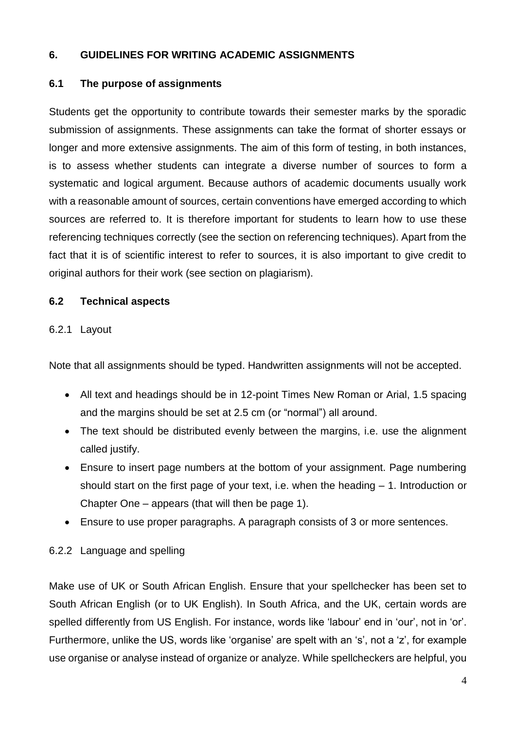## 6. GUIDELINES FOR WRITING ACADEMIC ASSIGNMENTS

### 6.1 The purpose of assignments

Students get the opportunity to contribute towards their semester marks by the sporadic submission of assignments. These assignments can take the format of shorter essays or longer and more extensive assignments. The aim of this form of testing, in both instances, is to assess whether students can integrate a diverse number of sources to form a systematic and logical argument. Because authors of academic documents usually work with a reasonable amount of sources, certain conventions have emerged according to which sources are referred to. It is therefore important for students to learn how to use these referencing techniques correctly (see the section on referencing techniques). Apart from the fact that it is of scientific interest to refer to sources, it is also important to give credit to original authors for their work (see section on plagiarism).

### 6.2 Technical aspects

#### 6.2.1 Layout

Note that all assignments should be typed. Handwritten assignments will not be accepted.

- All text and headings should be in 12-point Times New Roman or Arial, 1.5 spacing and the margins should be set at 2.5 cm (or "normal") all around.
- The text should be distributed evenly between the margins, i.e. use the alignment called justify.
- Ensure to insert page numbers at the bottom of your assignment. Page numbering should start on the first page of your text, i.e. when the heading – 1. Introduction or Chapter One – appears (that will then be page 1).
- Ensure to use proper paragraphs. A paragraph consists of 3 or more sentences.

#### 6.2.2 Language and spelling

Make use of UK or South African English. Ensure that your spellchecker has been set to South African English (or to UK English). In South Africa, and the UK, certain words are spelled differently from US English. For instance, words like 'labour' end in 'our', not in 'or'. Furthermore, unlike the US, words like 'organise' are spelt with an 's', not a 'z', for example use organise or analyse instead of organize or analyze. While spellcheckers are helpful, you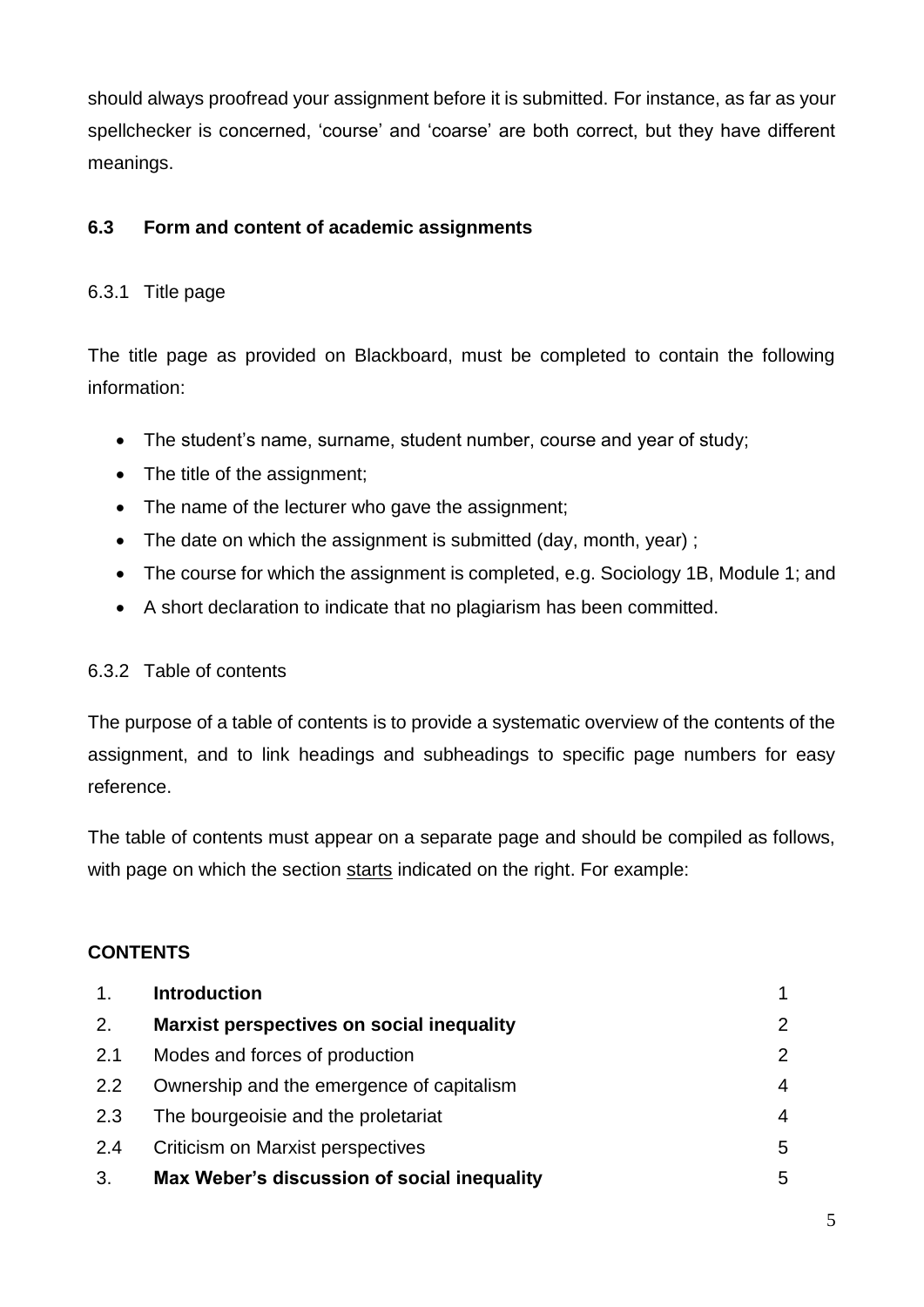should always proofread your assignment before it is submitted. For instance, as far as your spellchecker is concerned, 'course' and 'coarse' are both correct, but they have different meanings.

### 6.3 Form and content of academic assignments

#### 6.3.1 Title page

The title page as provided on Blackboard, must be completed to contain the following information:

- The student's name, surname, student number, course and year of study;
- The title of the assignment;
- The name of the lecturer who gave the assignment;
- The date on which the assignment is submitted (day, month, year) ;
- The course for which the assignment is completed, e.g. Sociology 1B, Module 1; and
- A short declaration to indicate that no plagiarism has been committed.

#### 6.3.2 Table of contents

The purpose of a table of contents is to provide a systematic overview of the contents of the assignment, and to link headings and subheadings to specific page numbers for easy reference.

The table of contents must appear on a separate page and should be compiled as follows, with page on which the section <u>starts</u> indicated on the right. For example:

**CONTENTS**

| | | |
|---|---|---|
| 1. | **Introduction** | 1 |
| 2. | **Marxist perspectives on social inequality** | 2 |
| 2.1 | Modes and forces of production | 2 |
| 2.2 | Ownership and the emergence of capitalism | 4 |
| 2.3 | The bourgeoisie and the proletariat | 4 |
| 2.4 | Criticism on Marxist perspectives | 5 |
| 3. | **Max Weber's discussion of social inequality** | 5 |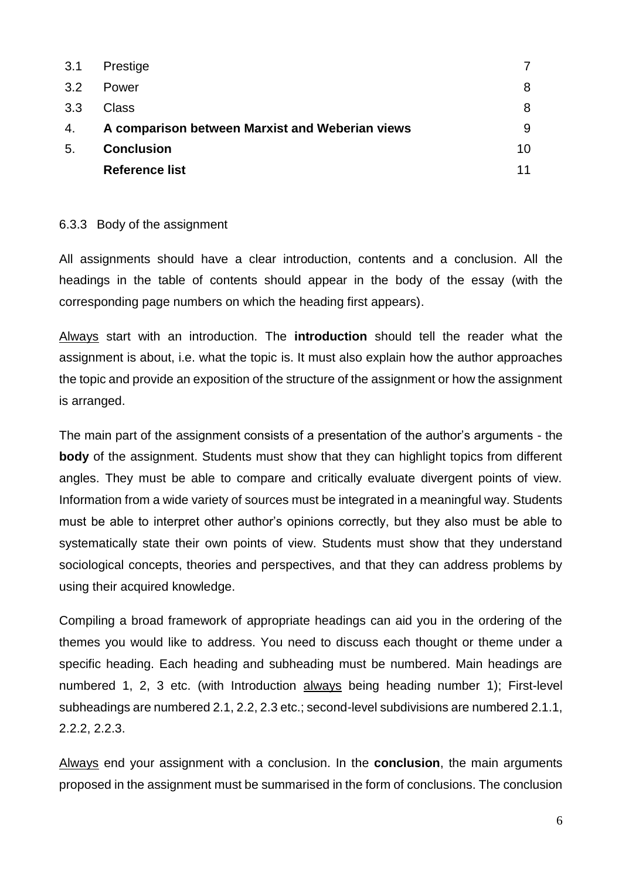| | | |
|---|---|---|
| 3.1 | Prestige | 7 |
| 3.2 | Power | 8 |
| 3.3 | Class | 8 |
| 4. | **A comparison between Marxist and Weberian views** | 9 |
| 5. | **Conclusion** | 10 |
| | **Reference list** | 11 |

### 6.3.3 Body of the assignment

All assignments should have a clear introduction, contents and a conclusion. All the headings in the table of contents should appear in the body of the essay (with the corresponding page numbers on which the heading first appears).

<u>Always</u> start with an introduction. The **introduction** should tell the reader what the assignment is about, i.e. what the topic is. It must also explain how the author approaches the topic and provide an exposition of the structure of the assignment or how the assignment is arranged.

The main part of the assignment consists of a presentation of the author's arguments - the **body** of the assignment. Students must show that they can highlight topics from different angles. They must be able to compare and critically evaluate divergent points of view. Information from a wide variety of sources must be integrated in a meaningful way. Students must be able to interpret other author's opinions correctly, but they also must be able to systematically state their own points of view. Students must show that they understand sociological concepts, theories and perspectives, and that they can address problems by using their acquired knowledge.

Compiling a broad framework of appropriate headings can aid you in the ordering of the themes you would like to address. You need to discuss each thought or theme under a specific heading. Each heading and subheading must be numbered. Main headings are numbered 1, 2, 3 etc. (with Introduction <u>always</u> being heading number 1); First-level subheadings are numbered 2.1, 2.2, 2.3 etc.; second-level subdivisions are numbered 2.1.1, 2.2.2, 2.2.3.

<u>Always</u> end your assignment with a conclusion. In the **conclusion**, the main arguments proposed in the assignment must be summarised in the form of conclusions. The conclusion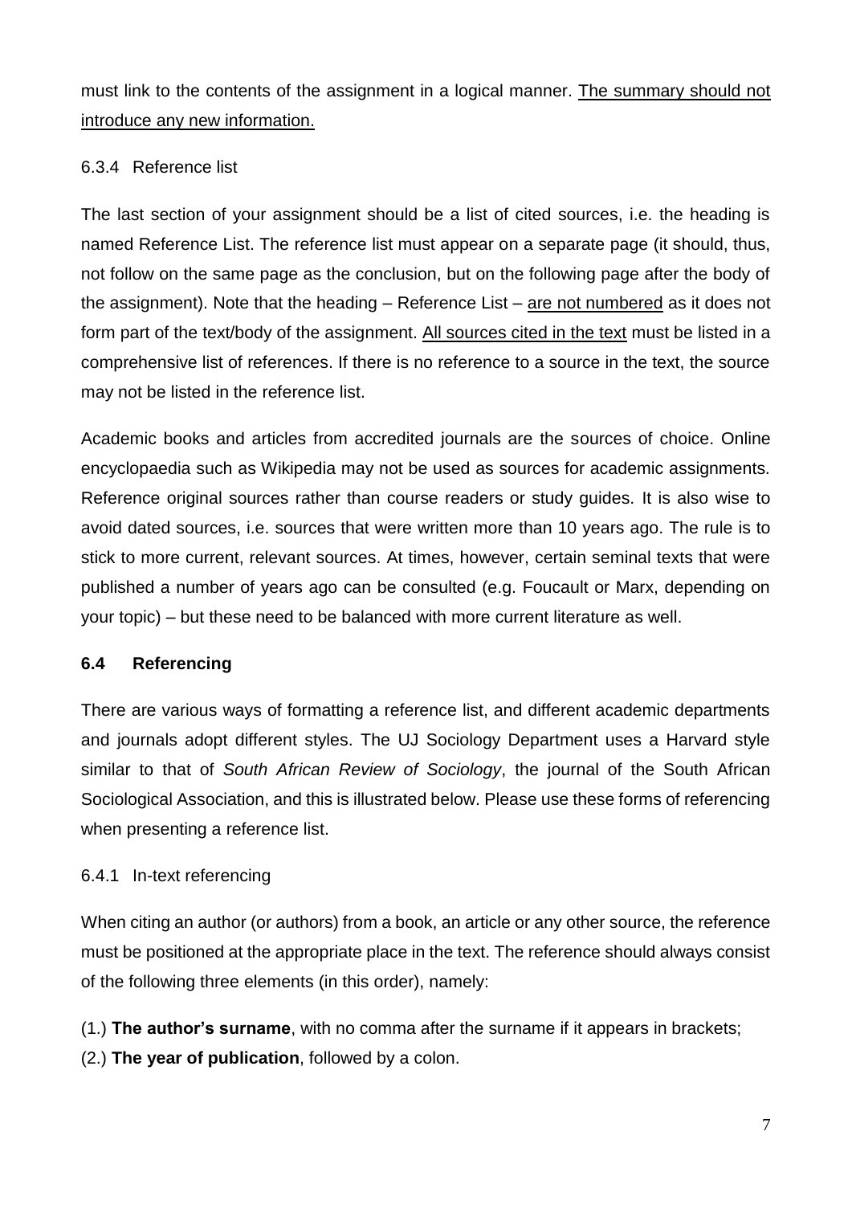must link to the contents of the assignment in a logical manner. <u>The summary should not introduce any new information.</u>

#### 6.3.4 Reference list

The last section of your assignment should be a list of cited sources, i.e. the heading is named Reference List. The reference list must appear on a separate page (it should, thus, not follow on the same page as the conclusion, but on the following page after the body of the assignment). Note that the heading – Reference List – <u>are not numbered</u> as it does not form part of the text/body of the assignment. <u>All sources cited in the text</u> must be listed in a comprehensive list of references. If there is no reference to a source in the text, the source may not be listed in the reference list.

Academic books and articles from accredited journals are the sources of choice. Online encyclopaedia such as Wikipedia may not be used as sources for academic assignments. Reference original sources rather than course readers or study guides. It is also wise to avoid dated sources, i.e. sources that were written more than 10 years ago. The rule is to stick to more current, relevant sources. At times, however, certain seminal texts that were published a number of years ago can be consulted (e.g. Foucault or Marx, depending on your topic) – but these need to be balanced with more current literature as well.

### 6.4 Referencing

There are various ways of formatting a reference list, and different academic departments and journals adopt different styles. The UJ Sociology Department uses a Harvard style similar to that of *South African Review of Sociology*, the journal of the South African Sociological Association, and this is illustrated below. Please use these forms of referencing when presenting a reference list.

#### 6.4.1 In-text referencing

When citing an author (or authors) from a book, an article or any other source, the reference must be positioned at the appropriate place in the text. The reference should always consist of the following three elements (in this order), namely:

(1.) **The author's surname**, with no comma after the surname if it appears in brackets;

(2.) **The year of publication**, followed by a colon.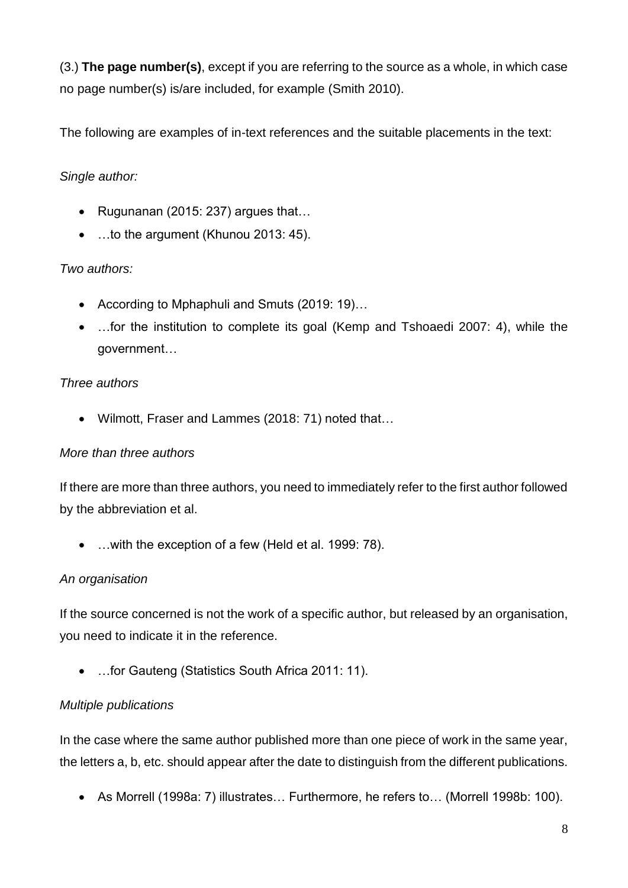(3.) **The page number(s)**, except if you are referring to the source as a whole, in which case no page number(s) is/are included, for example (Smith 2010).

The following are examples of in-text references and the suitable placements in the text:

*Single author:*

- Rugunanan (2015: 237) argues that…
- …to the argument (Khunou 2013: 45).

*Two authors:*

- According to Mphaphuli and Smuts (2019: 19)…
- …for the institution to complete its goal (Kemp and Tshoaedi 2007: 4), while the government…

*Three authors*

- Wilmott, Fraser and Lammes (2018: 71) noted that…

*More than three authors*

If there are more than three authors, you need to immediately refer to the first author followed by the abbreviation et al.

- …with the exception of a few (Held et al. 1999: 78).

*An organisation*

If the source concerned is not the work of a specific author, but released by an organisation, you need to indicate it in the reference.

- …for Gauteng (Statistics South Africa 2011: 11).

*Multiple publications*

In the case where the same author published more than one piece of work in the same year, the letters a, b, etc. should appear after the date to distinguish from the different publications.

- As Morrell (1998a: 7) illustrates… Furthermore, he refers to… (Morrell 1998b: 100).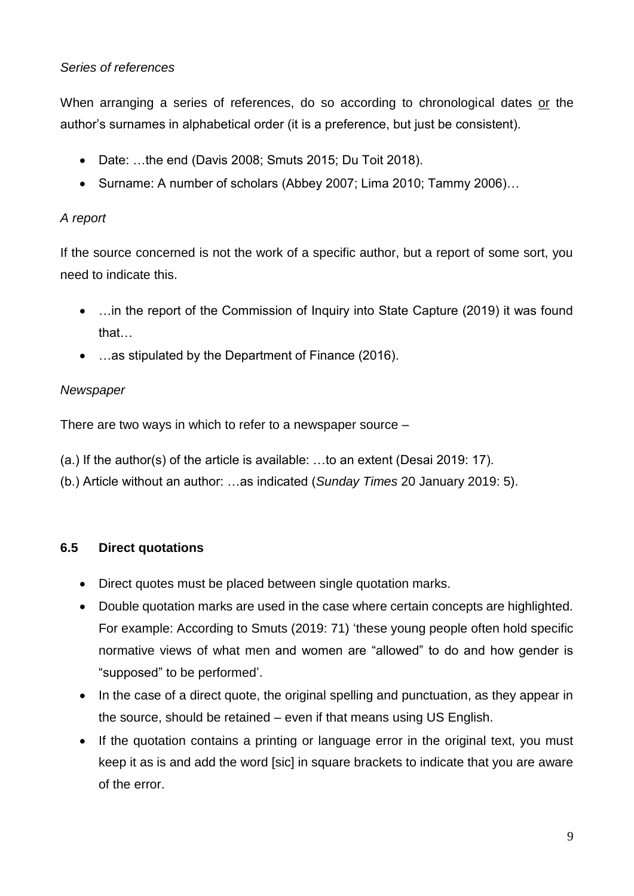*Series of references*

When arranging a series of references, do so according to chronological dates <u>or</u> the author's surnames in alphabetical order (it is a preference, but just be consistent).

- Date: …the end (Davis 2008; Smuts 2015; Du Toit 2018).
- Surname: A number of scholars (Abbey 2007; Lima 2010; Tammy 2006)…

*A report*

If the source concerned is not the work of a specific author, but a report of some sort, you need to indicate this.

- …in the report of the Commission of Inquiry into State Capture (2019) it was found that…
- …as stipulated by the Department of Finance (2016).

*Newspaper*

There are two ways in which to refer to a newspaper source –

(a.) If the author(s) of the article is available: …to an extent (Desai 2019: 17).
(b.) Article without an author: …as indicated (*Sunday Times* 20 January 2019: 5).

## 6.5 Direct quotations

- Direct quotes must be placed between single quotation marks.
- Double quotation marks are used in the case where certain concepts are highlighted. For example: According to Smuts (2019: 71) 'these young people often hold specific normative views of what men and women are "allowed" to do and how gender is "supposed" to be performed'.
- In the case of a direct quote, the original spelling and punctuation, as they appear in the source, should be retained – even if that means using US English.
- If the quotation contains a printing or language error in the original text, you must keep it as is and add the word [sic] in square brackets to indicate that you are aware of the error.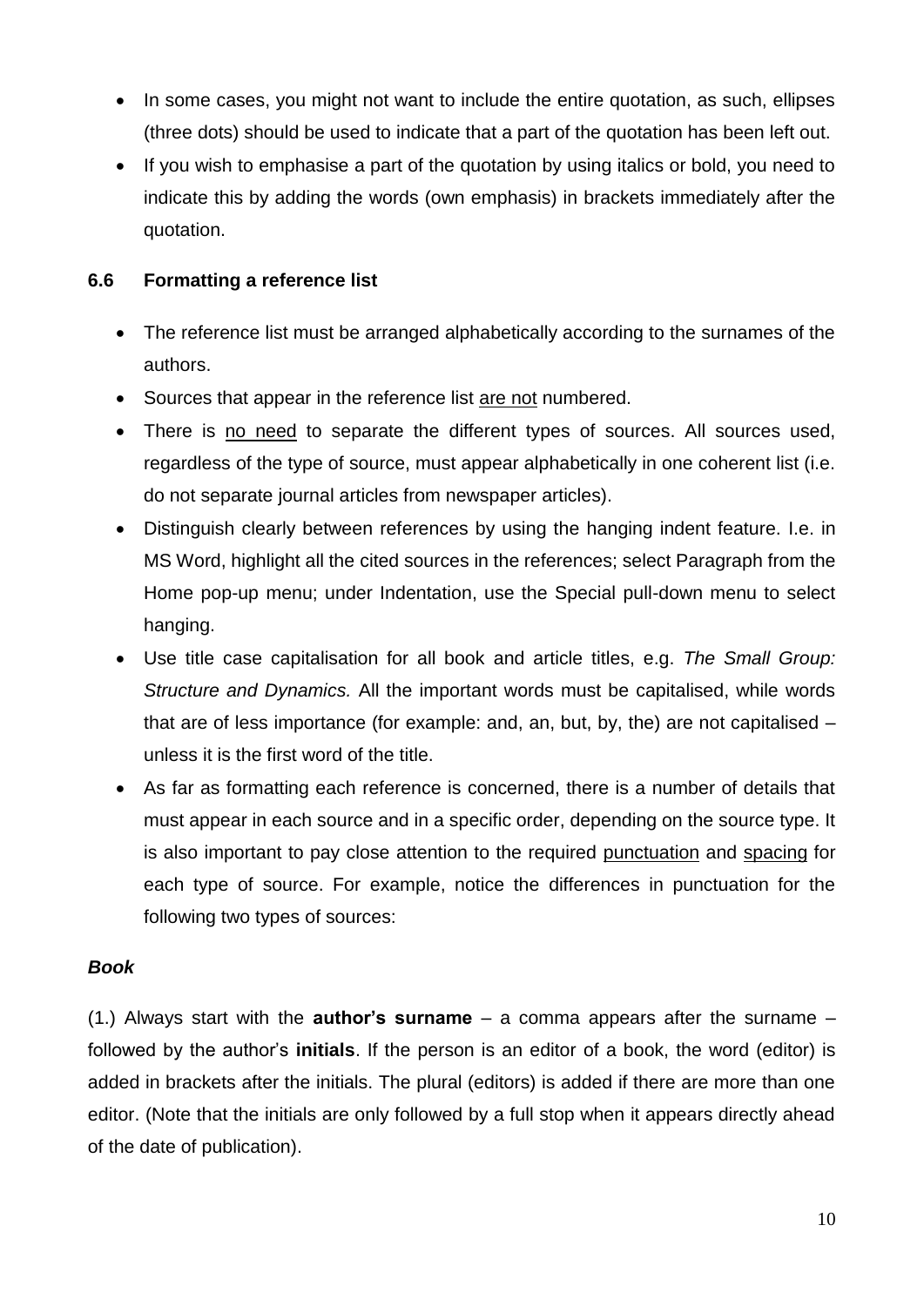- In some cases, you might not want to include the entire quotation, as such, ellipses (three dots) should be used to indicate that a part of the quotation has been left out.
- If you wish to emphasise a part of the quotation by using italics or bold, you need to indicate this by adding the words (own emphasis) in brackets immediately after the quotation.

### 6.6 Formatting a reference list

- The reference list must be arranged alphabetically according to the surnames of the authors.
- Sources that appear in the reference list <u>are not</u> numbered.
- There is <u>no need</u> to separate the different types of sources. All sources used, regardless of the type of source, must appear alphabetically in one coherent list (i.e. do not separate journal articles from newspaper articles).
- Distinguish clearly between references by using the hanging indent feature. I.e. in MS Word, highlight all the cited sources in the references; select Paragraph from the Home pop-up menu; under Indentation, use the Special pull-down menu to select hanging.
- Use title case capitalisation for all book and article titles, e.g. *The Small Group: Structure and Dynamics.* All the important words must be capitalised, while words that are of less importance (for example: and, an, but, by, the) are not capitalised – unless it is the first word of the title.
- As far as formatting each reference is concerned, there is a number of details that must appear in each source and in a specific order, depending on the source type. It is also important to pay close attention to the required <u>punctuation</u> and <u>spacing</u> for each type of source. For example, notice the differences in punctuation for the following two types of sources:

***Book***

(1.) Always start with the **author's surname** – a comma appears after the surname – followed by the author's **initials**. If the person is an editor of a book, the word (editor) is added in brackets after the initials. The plural (editors) is added if there are more than one editor. (Note that the initials are only followed by a full stop when it appears directly ahead of the date of publication).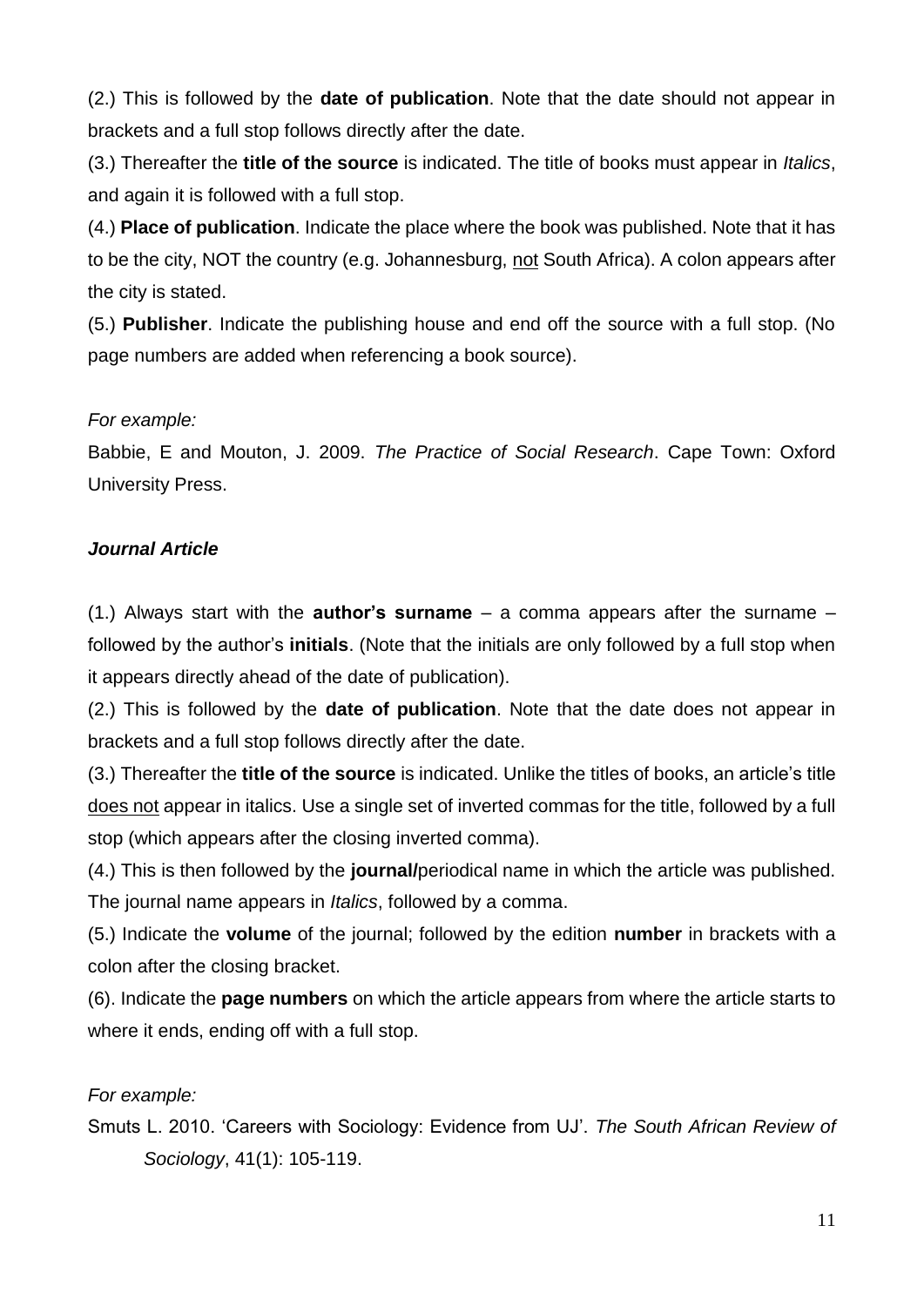(2.) This is followed by the **date of publication**. Note that the date should not appear in brackets and a full stop follows directly after the date.

(3.) Thereafter the **title of the source** is indicated. The title of books must appear in *Italics*, and again it is followed with a full stop.

(4.) **Place of publication**. Indicate the place where the book was published. Note that it has to be the city, NOT the country (e.g. Johannesburg, not South Africa). A colon appears after the city is stated.

(5.) **Publisher**. Indicate the publishing house and end off the source with a full stop. (No page numbers are added when referencing a book source).

*For example:*

Babbie, E and Mouton, J. 2009. *The Practice of Social Research*. Cape Town: Oxford University Press.

***Journal Article***

(1.) Always start with the **author's surname** – a comma appears after the surname – followed by the author's **initials**. (Note that the initials are only followed by a full stop when it appears directly ahead of the date of publication).

(2.) This is followed by the **date of publication**. Note that the date does not appear in brackets and a full stop follows directly after the date.

(3.) Thereafter the **title of the source** is indicated. Unlike the titles of books, an article's title does not appear in italics. Use a single set of inverted commas for the title, followed by a full stop (which appears after the closing inverted comma).

(4.) This is then followed by the **journal/**periodical name in which the article was published. The journal name appears in *Italics*, followed by a comma.

(5.) Indicate the **volume** of the journal; followed by the edition **number** in brackets with a colon after the closing bracket.

(6). Indicate the **page numbers** on which the article appears from where the article starts to where it ends, ending off with a full stop.

*For example:*

Smuts L. 2010. 'Careers with Sociology: Evidence from UJ'. *The South African Review of Sociology*, 41(1): 105-119.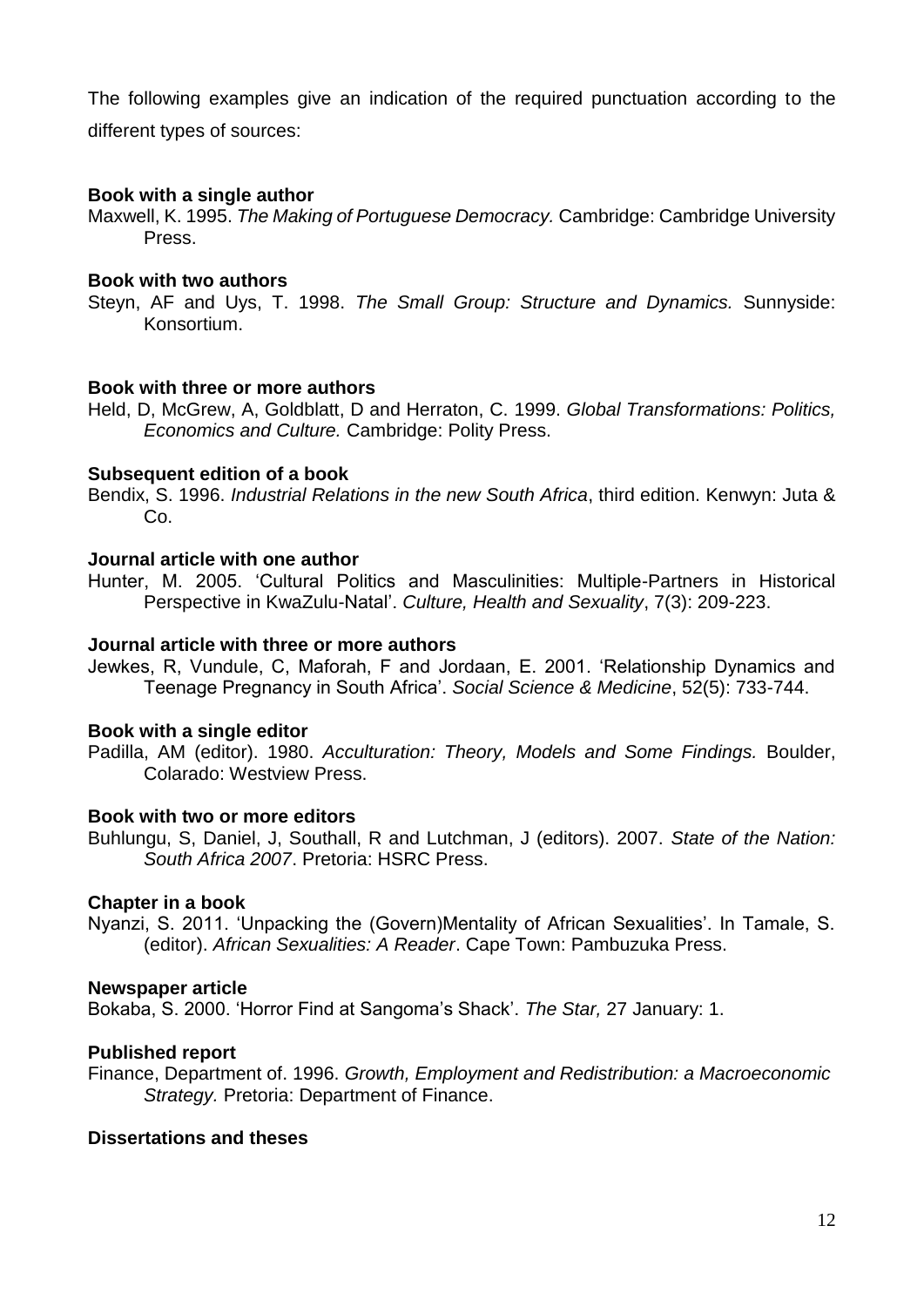The following examples give an indication of the required punctuation according to the different types of sources:

**Book with a single author**

Maxwell, K. 1995. *The Making of Portuguese Democracy.* Cambridge: Cambridge University Press.

**Book with two authors**

Steyn, AF and Uys, T. 1998. *The Small Group: Structure and Dynamics.* Sunnyside: Konsortium.

**Book with three or more authors**

Held, D, McGrew, A, Goldblatt, D and Herraton, C. 1999. *Global Transformations: Politics, Economics and Culture.* Cambridge: Polity Press.

**Subsequent edition of a book**

Bendix, S. 1996. *Industrial Relations in the new South Africa*, third edition. Kenwyn: Juta & Co.

**Journal article with one author**

Hunter, M. 2005. 'Cultural Politics and Masculinities: Multiple-Partners in Historical Perspective in KwaZulu-Natal'. *Culture, Health and Sexuality*, 7(3): 209-223.

**Journal article with three or more authors**

Jewkes, R, Vundule, C, Maforah, F and Jordaan, E. 2001. 'Relationship Dynamics and Teenage Pregnancy in South Africa'. *Social Science & Medicine*, 52(5): 733-744.

**Book with a single editor**

Padilla, AM (editor). 1980. *Acculturation: Theory, Models and Some Findings.* Boulder, Colarado: Westview Press.

**Book with two or more editors**

Buhlungu, S, Daniel, J, Southall, R and Lutchman, J (editors). 2007. *State of the Nation: South Africa 2007*. Pretoria: HSRC Press.

**Chapter in a book**

Nyanzi, S. 2011. 'Unpacking the (Govern)Mentality of African Sexualities'. In Tamale, S. (editor). *African Sexualities: A Reader*. Cape Town: Pambuzuka Press.

**Newspaper article**

Bokaba, S. 2000. 'Horror Find at Sangoma's Shack'. *The Star,* 27 January: 1.

**Published report**

Finance, Department of. 1996. *Growth, Employment and Redistribution: a Macroeconomic Strategy.* Pretoria: Department of Finance.

**Dissertations and theses**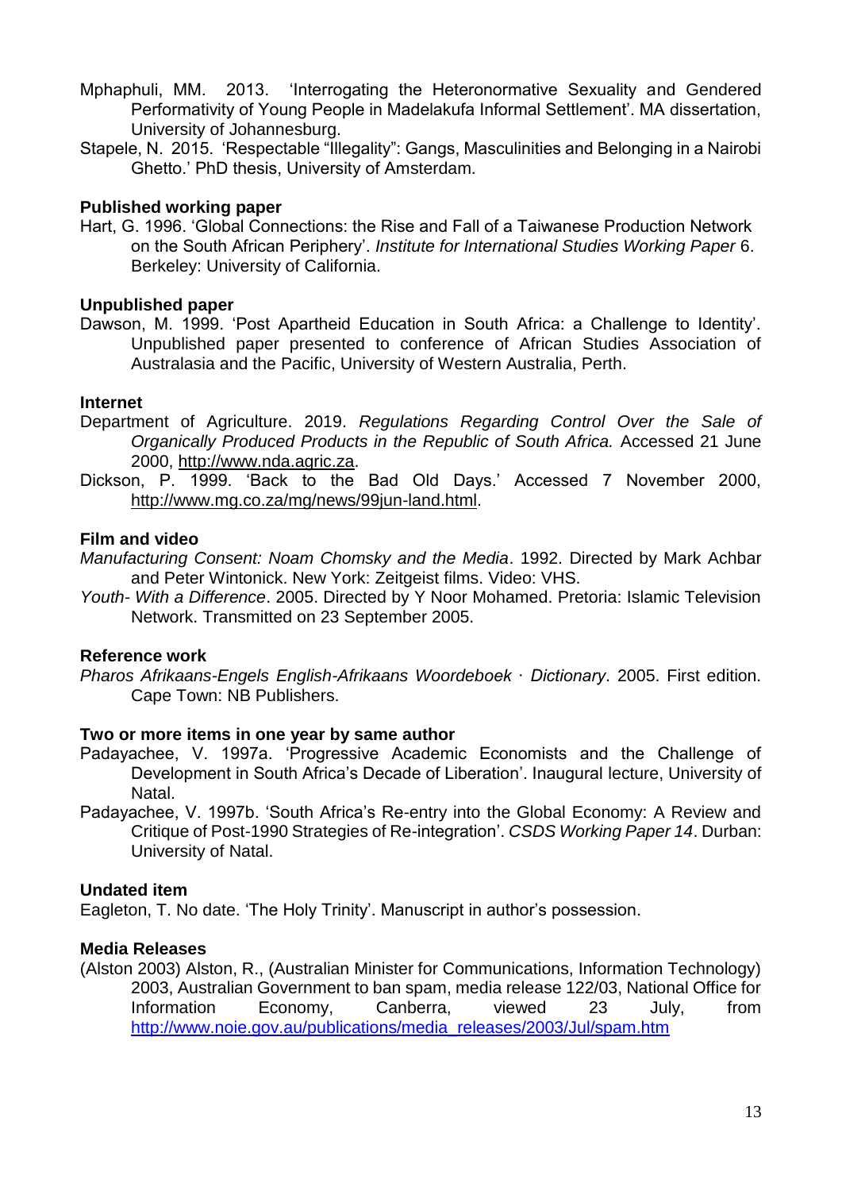Mphaphuli, MM. 2013. 'Interrogating the Heteronormative Sexuality and Gendered Performativity of Young People in Madelakufa Informal Settlement'. MA dissertation, University of Johannesburg.

Stapele, N. 2015. 'Respectable "Illegality": Gangs, Masculinities and Belonging in a Nairobi Ghetto.' PhD thesis, University of Amsterdam.

**Published working paper**

Hart, G. 1996. 'Global Connections: the Rise and Fall of a Taiwanese Production Network on the South African Periphery'. *Institute for International Studies Working Paper* 6. Berkeley: University of California.

**Unpublished paper**

Dawson, M. 1999. 'Post Apartheid Education in South Africa: a Challenge to Identity'. Unpublished paper presented to conference of African Studies Association of Australasia and the Pacific, University of Western Australia, Perth.

**Internet**

Department of Agriculture. 2019. *Regulations Regarding Control Over the Sale of Organically Produced Products in the Republic of South Africa.* Accessed 21 June 2000, http://www.nda.agric.za.

Dickson, P. 1999. 'Back to the Bad Old Days.' Accessed 7 November 2000, http://www.mg.co.za/mg/news/99jun-land.html.

**Film and video**

*Manufacturing Consent: Noam Chomsky and the Media*. 1992. Directed by Mark Achbar and Peter Wintonick. New York: Zeitgeist films. Video: VHS.

*Youth- With a Difference*. 2005. Directed by Y Noor Mohamed. Pretoria: Islamic Television Network. Transmitted on 23 September 2005.

**Reference work**

*Pharos Afrikaans-Engels English-Afrikaans Woordeboek · Dictionary*. 2005. First edition. Cape Town: NB Publishers.

**Two or more items in one year by same author**

Padayachee, V. 1997a. 'Progressive Academic Economists and the Challenge of Development in South Africa's Decade of Liberation'. Inaugural lecture, University of Natal.

Padayachee, V. 1997b. 'South Africa's Re-entry into the Global Economy: A Review and Critique of Post-1990 Strategies of Re-integration'. *CSDS Working Paper 14*. Durban: University of Natal.

**Undated item**

Eagleton, T. No date. 'The Holy Trinity'. Manuscript in author's possession.

**Media Releases**

(Alston 2003) Alston, R., (Australian Minister for Communications, Information Technology) 2003, Australian Government to ban spam, media release 122/03, National Office for Information Economy, Canberra, viewed 23 July, from http://www.noie.gov.au/publications/media_releases/2003/Jul/spam.htm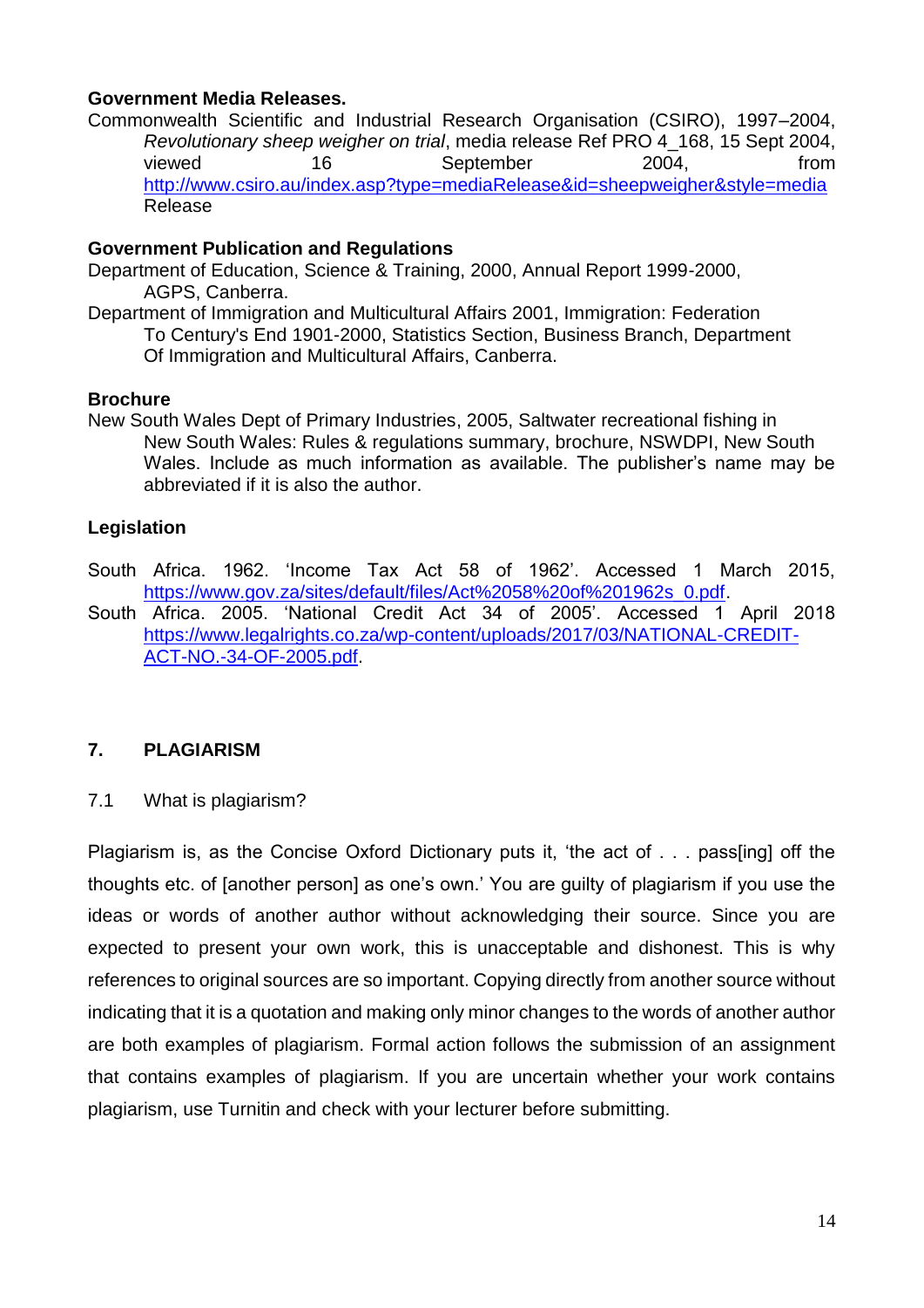**Government Media Releases.**

Commonwealth Scientific and Industrial Research Organisation (CSIRO), 1997–2004, *Revolutionary sheep weigher on trial*, media release Ref PRO 4_168, 15 Sept 2004, viewed 16 September 2004, from http://www.csiro.au/index.asp?type=mediaRelease&id=sheepweigher&style=media Release

**Government Publication and Regulations**

Department of Education, Science & Training, 2000, Annual Report 1999-2000, AGPS, Canberra.

Department of Immigration and Multicultural Affairs 2001, Immigration: Federation To Century's End 1901-2000, Statistics Section, Business Branch, Department Of Immigration and Multicultural Affairs, Canberra.

**Brochure**

New South Wales Dept of Primary Industries, 2005, Saltwater recreational fishing in New South Wales: Rules & regulations summary, brochure, NSWDPI, New South Wales. Include as much information as available. The publisher's name may be abbreviated if it is also the author.

**Legislation**

South Africa. 1962. 'Income Tax Act 58 of 1962'. Accessed 1 March 2015, https://www.gov.za/sites/default/files/Act%2058%20of%201962s_0.pdf.

South Africa. 2005. 'National Credit Act 34 of 2005'. Accessed 1 April 2018 https://www.legalrights.co.za/wp-content/uploads/2017/03/NATIONAL-CREDIT-ACT-NO.-34-OF-2005.pdf.

## 7. PLAGIARISM

7.1 What is plagiarism?

Plagiarism is, as the Concise Oxford Dictionary puts it, 'the act of . . . pass[ing] off the thoughts etc. of [another person] as one's own.' You are guilty of plagiarism if you use the ideas or words of another author without acknowledging their source. Since you are expected to present your own work, this is unacceptable and dishonest. This is why references to original sources are so important. Copying directly from another source without indicating that it is a quotation and making only minor changes to the words of another author are both examples of plagiarism. Formal action follows the submission of an assignment that contains examples of plagiarism. If you are uncertain whether your work contains plagiarism, use Turnitin and check with your lecturer before submitting.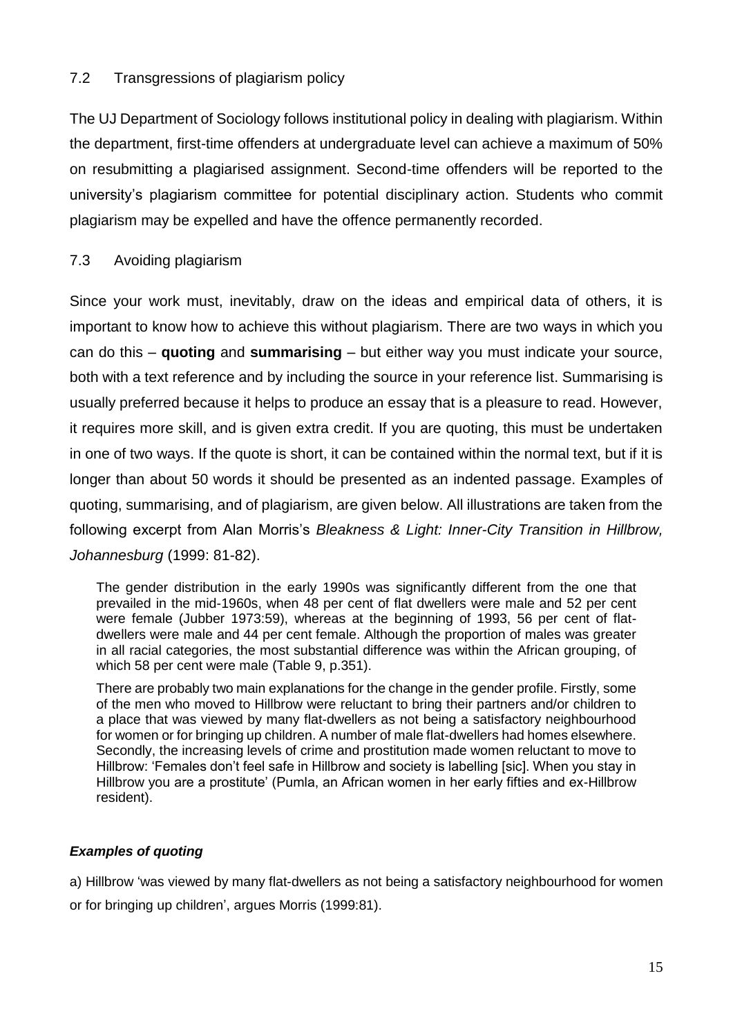### 7.2 Transgressions of plagiarism policy

The UJ Department of Sociology follows institutional policy in dealing with plagiarism. Within the department, first-time offenders at undergraduate level can achieve a maximum of 50% on resubmitting a plagiarised assignment. Second-time offenders will be reported to the university's plagiarism committee for potential disciplinary action. Students who commit plagiarism may be expelled and have the offence permanently recorded.

### 7.3 Avoiding plagiarism

Since your work must, inevitably, draw on the ideas and empirical data of others, it is important to know how to achieve this without plagiarism. There are two ways in which you can do this – **quoting** and **summarising** – but either way you must indicate your source, both with a text reference and by including the source in your reference list. Summarising is usually preferred because it helps to produce an essay that is a pleasure to read. However, it requires more skill, and is given extra credit. If you are quoting, this must be undertaken in one of two ways. If the quote is short, it can be contained within the normal text, but if it is longer than about 50 words it should be presented as an indented passage. Examples of quoting, summarising, and of plagiarism, are given below. All illustrations are taken from the following excerpt from Alan Morris's *Bleakness & Light: Inner-City Transition in Hillbrow, Johannesburg* (1999: 81-82).

> The gender distribution in the early 1990s was significantly different from the one that prevailed in the mid-1960s, when 48 per cent of flat dwellers were male and 52 per cent were female (Jubber 1973:59), whereas at the beginning of 1993, 56 per cent of flat-dwellers were male and 44 per cent female. Although the proportion of males was greater in all racial categories, the most substantial difference was within the African grouping, of which 58 per cent were male (Table 9, p.351).
>
> There are probably two main explanations for the change in the gender profile. Firstly, some of the men who moved to Hillbrow were reluctant to bring their partners and/or children to a place that was viewed by many flat-dwellers as not being a satisfactory neighbourhood for women or for bringing up children. A number of male flat-dwellers had homes elsewhere. Secondly, the increasing levels of crime and prostitution made women reluctant to move to Hillbrow: 'Females don't feel safe in Hillbrow and society is labelling [sic]. When you stay in Hillbrow you are a prostitute' (Pumla, an African women in her early fifties and ex-Hillbrow resident).

#### ***Examples of quoting***

a) Hillbrow 'was viewed by many flat-dwellers as not being a satisfactory neighbourhood for women or for bringing up children', argues Morris (1999:81).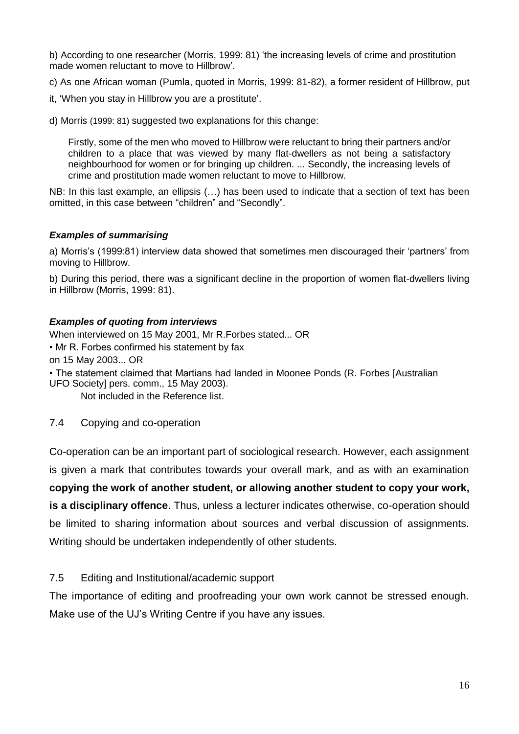b) According to one researcher (Morris, 1999: 81) 'the increasing levels of crime and prostitution made women reluctant to move to Hillbrow'.

c) As one African woman (Pumla, quoted in Morris, 1999: 81-82), a former resident of Hillbrow, put it, 'When you stay in Hillbrow you are a prostitute'.

d) Morris (1999: 81) suggested two explanations for this change:

> Firstly, some of the men who moved to Hillbrow were reluctant to bring their partners and/or children to a place that was viewed by many flat-dwellers as not being a satisfactory neighbourhood for women or for bringing up children. ... Secondly, the increasing levels of crime and prostitution made women reluctant to move to Hillbrow.

NB: In this last example, an ellipsis (…) has been used to indicate that a section of text has been omitted, in this case between "children" and "Secondly".

***Examples of summarising***

a) Morris's (1999:81) interview data showed that sometimes men discouraged their 'partners' from moving to Hillbrow.

b) During this period, there was a significant decline in the proportion of women flat-dwellers living in Hillbrow (Morris, 1999: 81).

***Examples of quoting from interviews***

When interviewed on 15 May 2001, Mr R.Forbes stated... OR

- Mr R. Forbes confirmed his statement by fax on 15 May 2003... OR
- The statement claimed that Martians had landed in Moonee Ponds (R. Forbes [Australian UFO Society] pers. comm., 15 May 2003).

Not included in the Reference list.

## 7.4 Copying and co-operation

Co-operation can be an important part of sociological research. However, each assignment is given a mark that contributes towards your overall mark, and as with an examination **copying the work of another student, or allowing another student to copy your work, is a disciplinary offence**. Thus, unless a lecturer indicates otherwise, co-operation should be limited to sharing information about sources and verbal discussion of assignments. Writing should be undertaken independently of other students.

## 7.5 Editing and Institutional/academic support

The importance of editing and proofreading your own work cannot be stressed enough. Make use of the UJ's Writing Centre if you have any issues.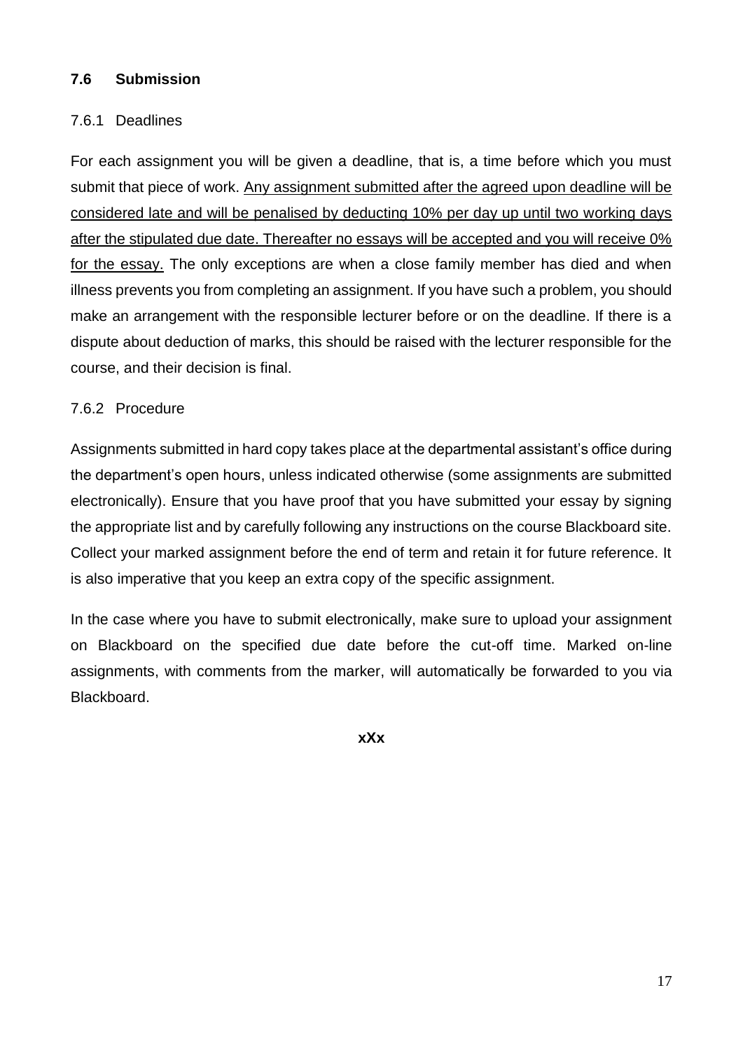## 7.6 Submission

### 7.6.1 Deadlines

For each assignment you will be given a deadline, that is, a time before which you must submit that piece of work. <u>Any assignment submitted after the agreed upon deadline will be considered late and will be penalised by deducting 10% per day up until two working days after the stipulated due date. Thereafter no essays will be accepted and you will receive 0% for the essay.</u> The only exceptions are when a close family member has died and when illness prevents you from completing an assignment. If you have such a problem, you should make an arrangement with the responsible lecturer before or on the deadline. If there is a dispute about deduction of marks, this should be raised with the lecturer responsible for the course, and their decision is final.

### 7.6.2 Procedure

Assignments submitted in hard copy takes place at the departmental assistant's office during the department's open hours, unless indicated otherwise (some assignments are submitted electronically). Ensure that you have proof that you have submitted your essay by signing the appropriate list and by carefully following any instructions on the course Blackboard site. Collect your marked assignment before the end of term and retain it for future reference. It is also imperative that you keep an extra copy of the specific assignment.

In the case where you have to submit electronically, make sure to upload your assignment on Blackboard on the specified due date before the cut-off time. Marked on-line assignments, with comments from the marker, will automatically be forwarded to you via Blackboard.

**xXx**